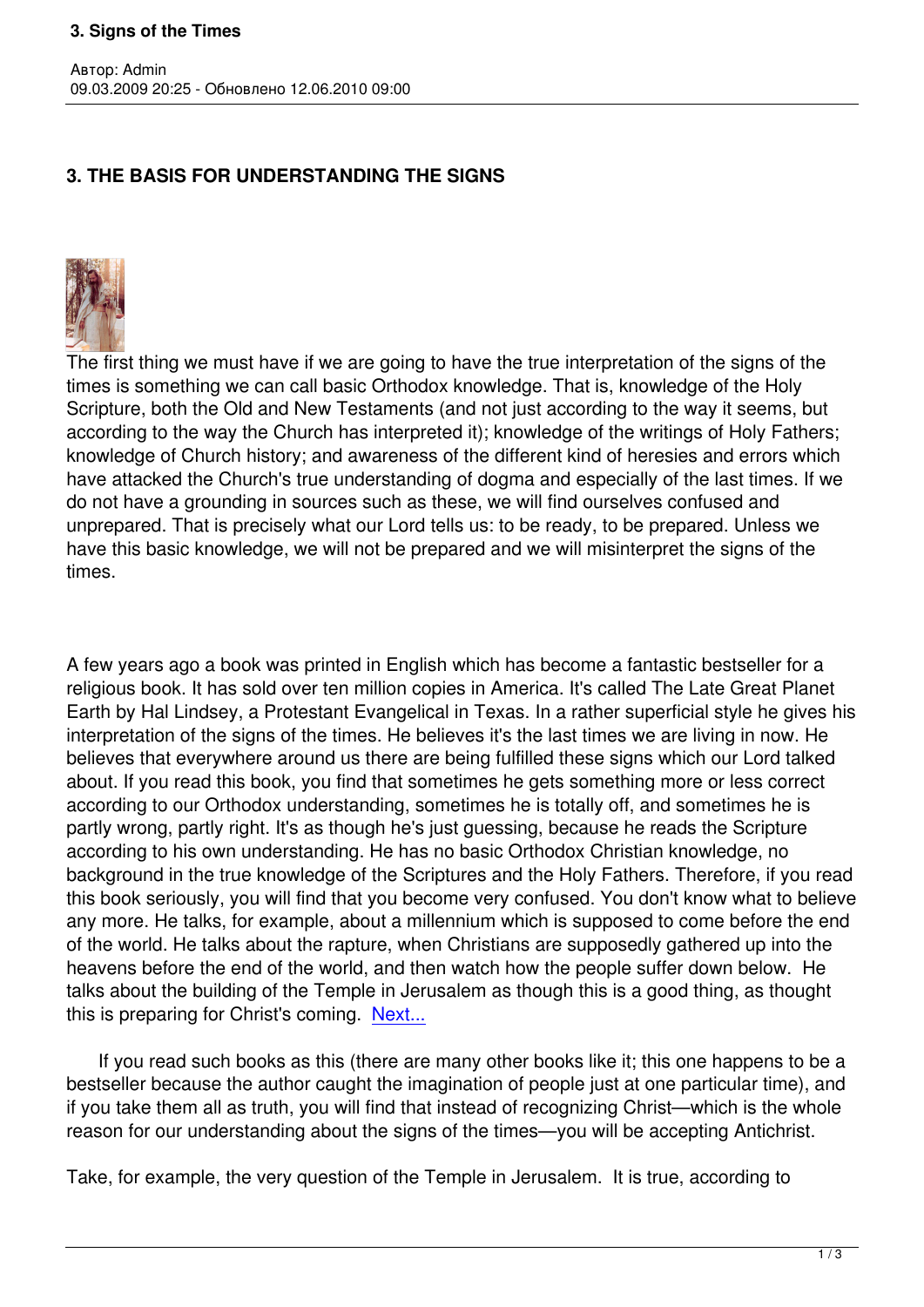# 3. THE BASIS FOR UNDERSTANDING THE SIGNS

The first thing we must have if we are going to have the true interpretation of the signs of the times is something we can call basic Orthodox knowledge. That is, knowledge of the Holy Scripture, both the Old and New Testaments (and not just according to the way it seems, but according to the way the Church has interpreted it); knowledge of the writings of Holy Fathers; knowledge of Church history; and awareness of the different kind of heresies and errors which have attacked the Church's true understanding of dogma and especially of the last times. If we do not have a grounding in sources such as these, we will find ourselves confused and unprepared. That is precisely what our Lord tells us: to be ready, to be prepared. Unless we have this basic knowledge, we will not be prepared and we will misinterpret the signs of the times.

A few years ago a book was printed in English which has become a fantastic bestseller for a religious book. It has sold over ten million copies in America. It's called The Late Great Planet Earth by Hal Lindsey, a Protestant Evangelical in Texas. In a rather superficial style he gives his interpretation of the signs of the times. He believes it's the last times we are living in now. He believes that everywhere around us there are being fulfilled these signs which our Lord talked about. If you read this book, you find that sometimes he gets something more or less correct according to our Orthodox understanding, sometimes he is totally off, and sometimes he is partly wrong, partly right. It's as though he's just guessing, because he reads the Scripture according to his own understanding. He has no basic Orthodox Christian knowledge, no background in the true knowledge of the Scriptures and the Holy Fathers. Therefore, if you read this book seriously, you will find that you become very confused. You don't know what to believe any more. He talks, for example, about a millennium which is supposed to come before the end of the world. He talks about the rapture, when Christians are supposedly gathered up into the heavens before the end of the world, and then watch how the people suffer down below. He talks about the building of the Temple in Jerusalem as though this is a good thing, as thought this is preparing for Christ's coming. Next...

If you read such books as this (there are many other books like it; this one happens to be a bestseller because the author caught the imagination of people just at one particular time), and if you take them all as truth, you will find that instead of recognizing Christ—which is the whole reason for our understanding about the signs of the times—you will be accepting Antichrist.

Take, for example, the very question of the Temple in Jerusalem. It is true, according to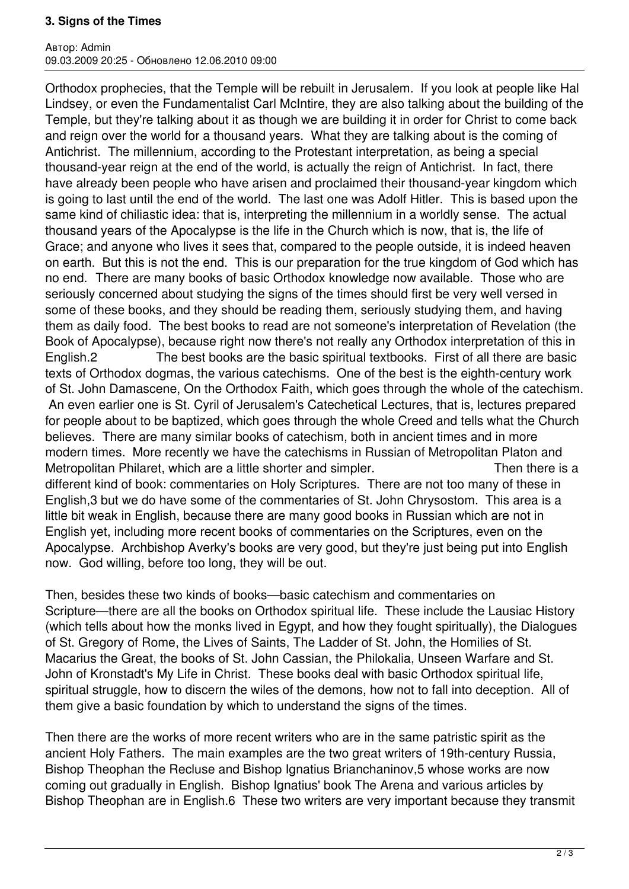Orthodox prophecies, that the Temple will be rebuilt in Jerusalem. If you look at people like Hal Lindsey, or even the Fundamentalist Carl McIntire, they are also talking about the building of the Temple, but they're talking about it as though we are building it in order for Christ to come back and reign over the world for a thousand years. What they are talking about is the coming of Antichrist. The millennium, according to the Protestant interpretation, as being a special thousand-year reign at the end of the world, is actually the reign of Antichrist. In fact, there have already been people who have arisen and proclaimed their thousand-year kingdom which is going to last until the end of the world. The last one was Adolf Hitler. This is based upon the same kind of chiliastic idea: that is, interpreting the millennium in a worldly sense. The actual thousand years of the Apocalypse is the life in the Church which is now, that is, the life of Grace; and anyone who lives it sees that, compared to the people outside, it is indeed heaven on earth. But this is not the end. This is our preparation for the true kingdom of God which has no end. There are many books of basic Orthodox knowledge now available. Those who are seriously concerned about studying the signs of the times should first be very well versed in some of these books, and they should be reading them, seriously studying them, and having them as daily food. The best books to read are not someone's interpretation of Revelation (the Book of Apocalypse), because right now there's not really any Orthodox interpretation of this in English.2 The best books are the basic spiritual textbooks. First of all there are basic texts of Orthodox dogmas, the various catechisms. One of the best is the eighth-century work of St. John Damascene, On the Orthodox Faith, which goes through the whole of the catechism. An even earlier one is St. Cyril of Jerusalem's Catechetical Lectures, that is, lectures prepared for people about to be baptized, which goes through the whole Creed and tells what the Church believes. There are many similar books of catechism, both in ancient times and in more modern times. More recently we have the catechisms in Russian of Metropolitan Platon and Metropolitan Philaret, which are a little shorter and simpler. Then there is a different kind of book: commentaries on Holy Scriptures. There are not too many of these in English,3 but we do have some of the commentaries of St. John Chrysostom. This area is a little bit weak in English, because there are many good books in Russian which are not in English yet, including more recent books of commentaries on the Scriptures, even on the Apocalypse. Archbishop Averky's books are very good, but they're just being put into English now. God willing, before too long, they will be out.

Then, besides these two kinds of books—basic catechism and commentaries on Scripture—there are all the books on Orthodox spiritual life. These include the Lausiac History (which tells about how the monks lived in Egypt, and how they fought spiritually), the Dialogues of St. Gregory of Rome, the Lives of Saints, The Ladder of St. John, the Homilies of St. Macarius the Great, the books of St. John Cassian, the Philokalia, Unseen Warfare and St. John of Kronstadt's My Life in Christ. These books deal with basic Orthodox spiritual life, spiritual struggle, how to discern the wiles of the demons, how not to fall into deception. All of them give a basic foundation by which to understand the signs of the times.

Then there are the works of more recent writers who are in the same patristic spirit as the ancient Holy Fathers. The main examples are the two great writers of 19th-century Russia, Bishop Theophan the Recluse and Bishop Ignatius Brianchaninov,5 whose works are now coming out gradually in English. Bishop Ignatius' book The Arena and various articles by Bishop Theophan are in English.6 These two writers are very important because they transmit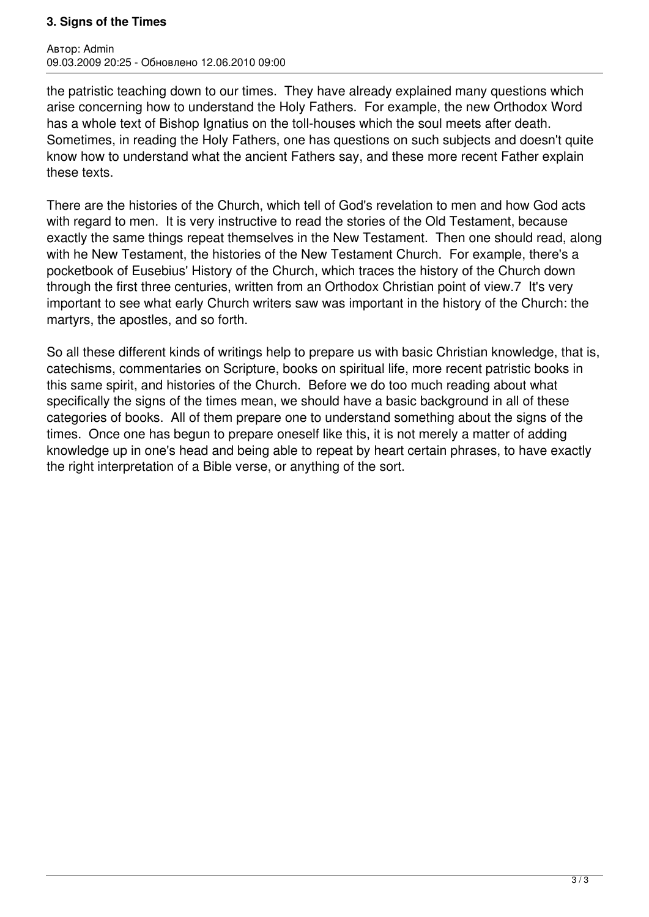the patristic teaching down to our times. They have already explained many questions which arise concerning how to understand the Holy Fathers. For example, the new Orthodox Word has a whole text of Bishop Ignatius on the toll-houses which the soul meets after death. Sometimes, in reading the Holy Fathers, one has questions on such subjects and doesn't quite know how to understand what the ancient Fathers say, and these more recent Father explain these texts.

There are the histories of the Church, which tell of God's revelation to men and how God acts with regard to men. It is very instructive to read the stories of the Old Testament, because exactly the same things repeat themselves in the New Testament. Then one should read, along with he New Testament, the histories of the New Testament Church. For example, there's a pocketbook of Eusebius' History of the Church, which traces the history of the Church down through the first three centuries, written from an Orthodox Christian point of view.7 It's very important to see what early Church writers saw was important in the history of the Church: the martyrs, the apostles, and so forth.

So all these different kinds of writings help to prepare us with basic Christian knowledge, that is, catechisms, commentaries on Scripture, books on spiritual life, more recent patristic books in this same spirit, and histories of the Church. Before we do too much reading about what specifically the signs of the times mean, we should have a basic background in all of these categories of books. All of them prepare one to understand something about the signs of the times. Once one has begun to prepare oneself like this, it is not merely a matter of adding knowledge up in one's head and being able to repeat by heart certain phrases, to have exactly the right interpretation of a Bible verse, or anything of the sort.